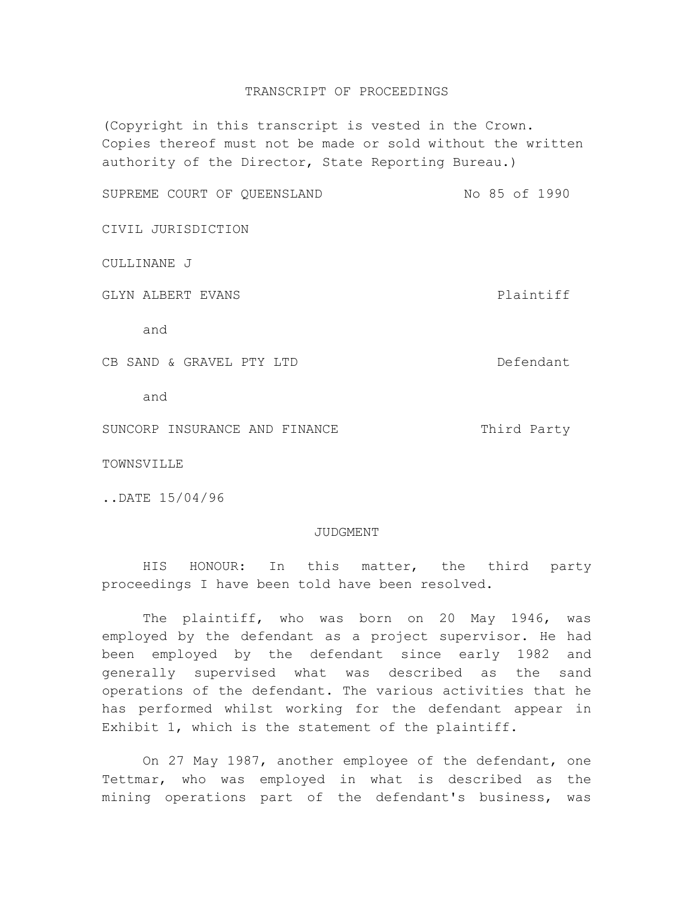# TRANSCRIPT OF PROCEEDINGS

(Copyright in this transcript is vested in the Crown. Copies thereof must not be made or sold without the written authority of the Director, State Reporting Bureau.)

SUPREME COURT OF QUEENSLAND No 85 of 1990

CIVIL JURISDICTION

CULLINANE J

GLYN ALBERT EVANS Plaintiff

and

CB SAND & GRAVEL PTY LTD Defendant

and

SUNCORP INSURANCE AND FINANCE Third Party

TOWNSVILLE

..DATE 15/04/96

## JUDGMENT

HIS HONOUR: In this matter, the third party proceedings I have been told have been resolved.

The plaintiff, who was born on 20 May 1946, was employed by the defendant as a project supervisor. He had been employed by the defendant since early 1982 and generally supervised what was described as the sand operations of the defendant. The various activities that he has performed whilst working for the defendant appear in Exhibit 1, which is the statement of the plaintiff.

On 27 May 1987, another employee of the defendant, one Tettmar, who was employed in what is described as the mining operations part of the defendant's business, was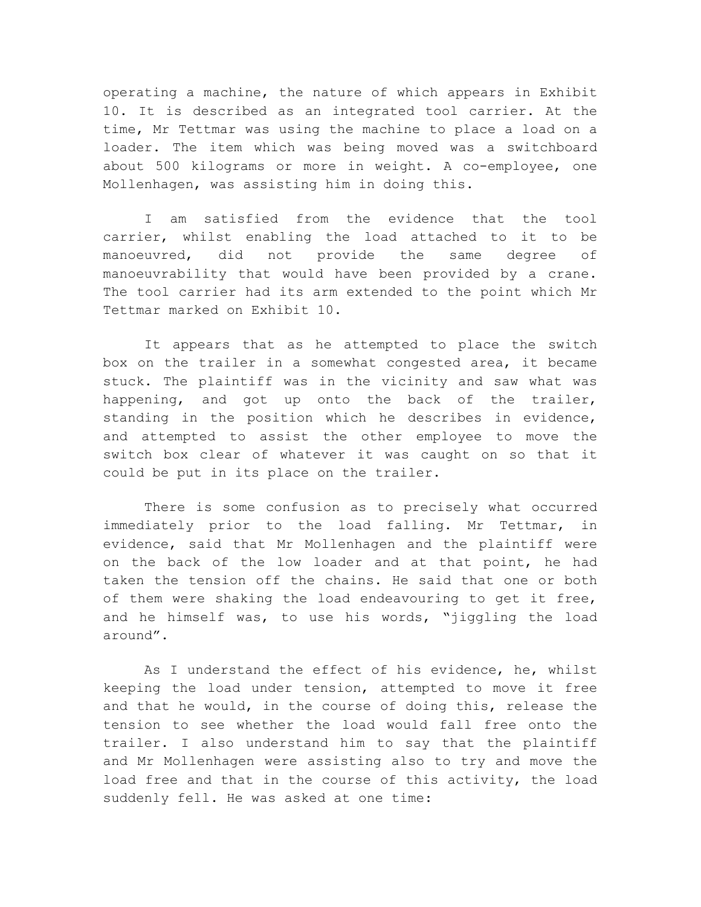operating a machine, the nature of which appears in Exhibit 10. It is described as an integrated tool carrier. At the time, Mr Tettmar was using the machine to place a load on a loader. The item which was being moved was a switchboard about 500 kilograms or more in weight. A co-employee, one Mollenhagen, was assisting him in doing this.

I am satisfied from the evidence that the tool carrier, whilst enabling the load attached to it to be manoeuvred, did not provide the same degree of manoeuvrability that would have been provided by a crane. The tool carrier had its arm extended to the point which Mr Tettmar marked on Exhibit 10.

It appears that as he attempted to place the switch box on the trailer in a somewhat congested area, it became stuck. The plaintiff was in the vicinity and saw what was happening, and got up onto the back of the trailer, standing in the position which he describes in evidence, and attempted to assist the other employee to move the switch box clear of whatever it was caught on so that it could be put in its place on the trailer.

There is some confusion as to precisely what occurred immediately prior to the load falling. Mr Tettmar, in evidence, said that Mr Mollenhagen and the plaintiff were on the back of the low loader and at that point, he had taken the tension off the chains. He said that one or both of them were shaking the load endeavouring to get it free, and he himself was, to use his words, "jiggling the load around".

As I understand the effect of his evidence, he, whilst keeping the load under tension, attempted to move it free and that he would, in the course of doing this, release the tension to see whether the load would fall free onto the trailer. I also understand him to say that the plaintiff and Mr Mollenhagen were assisting also to try and move the load free and that in the course of this activity, the load suddenly fell. He was asked at one time: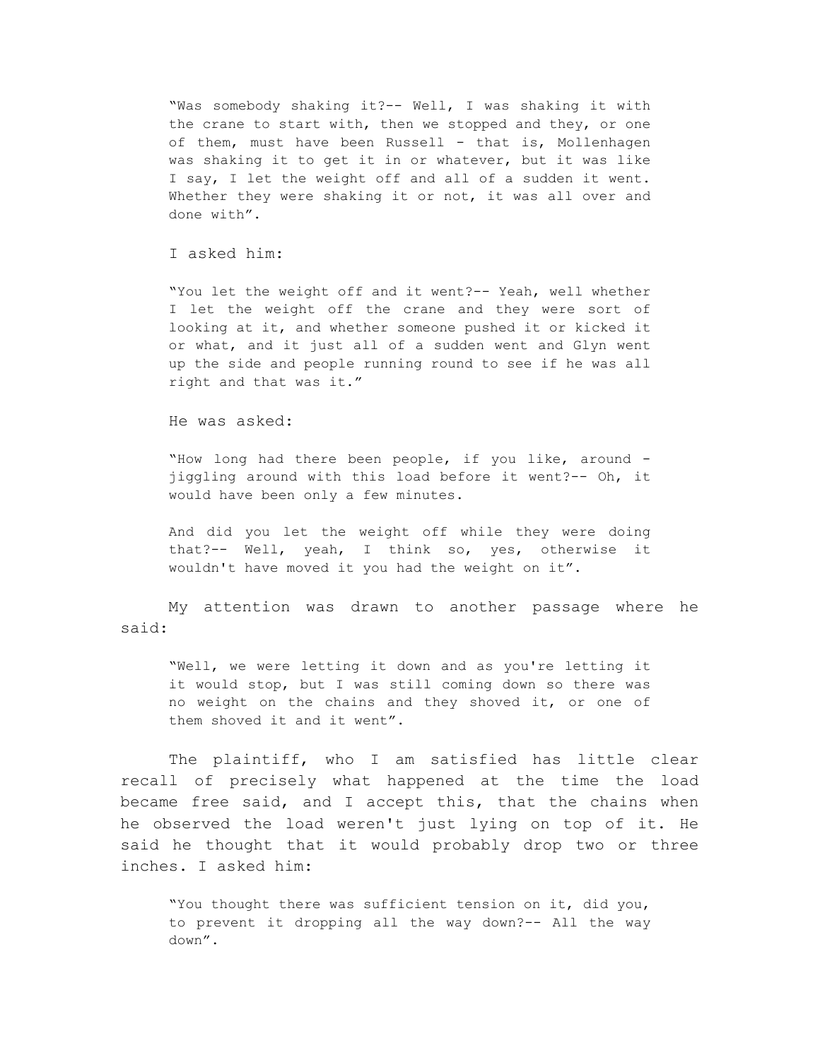> "Was somebody shaking it?-- Well, I was shaking it with the crane to start with, then we stopped and they, or one of them, must have been Russell - that is, Mollenhagen was shaking it to get it in or whatever, but it was like I say, I let the weight off and all of a sudden it went. Whether they were shaking it or not, it was all over and done with".

I asked him:

> "You let the weight off and it went?-- Yeah, well whether I let the weight off the crane and they were sort of looking at it, and whether someone pushed it or kicked it or what, and it just all of a sudden went and Glyn went up the side and people running round to see if he was all right and that was it."

He was asked:

> "How long had there been people, if you like, around - jiggling around with this load before it went?-- Oh, it would have been only a few minutes.
>
> And did you let the weight off while they were doing that?-- Well, yeah, I think so, yes, otherwise it wouldn't have moved it you had the weight on it".

My attention was drawn to another passage where he said:

> "Well, we were letting it down and as you're letting it it would stop, but I was still coming down so there was no weight on the chains and they shoved it, or one of them shoved it and it went".

The plaintiff, who I am satisfied has little clear recall of precisely what happened at the time the load became free said, and I accept this, that the chains when he observed the load weren't just lying on top of it. He said he thought that it would probably drop two or three inches. I asked him:

> "You thought there was sufficient tension on it, did you, to prevent it dropping all the way down?-- All the way down".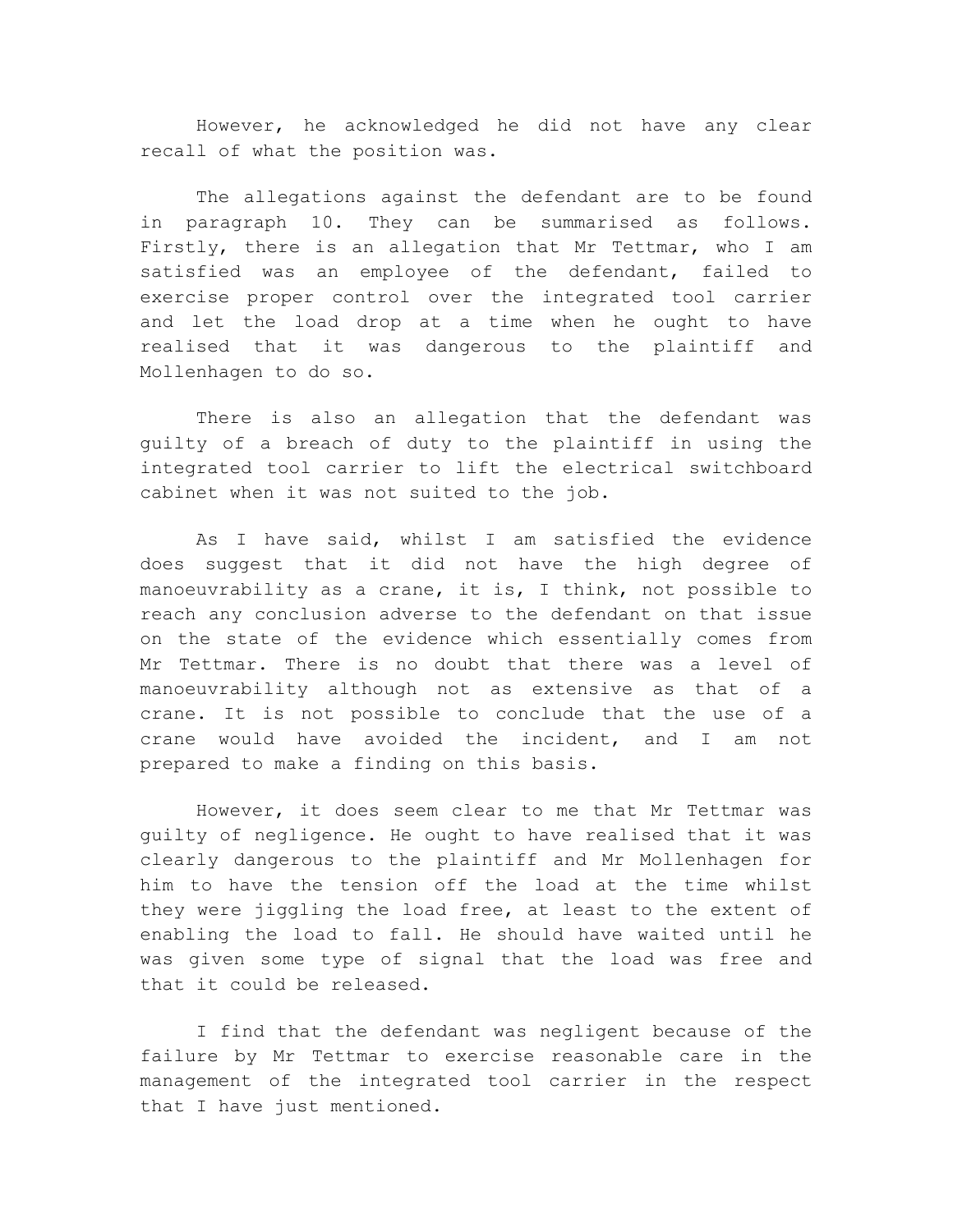However, he acknowledged he did not have any clear recall of what the position was.

The allegations against the defendant are to be found in paragraph 10. They can be summarised as follows. Firstly, there is an allegation that Mr Tettmar, who I am satisfied was an employee of the defendant, failed to exercise proper control over the integrated tool carrier and let the load drop at a time when he ought to have realised that it was dangerous to the plaintiff and Mollenhagen to do so.

There is also an allegation that the defendant was guilty of a breach of duty to the plaintiff in using the integrated tool carrier to lift the electrical switchboard cabinet when it was not suited to the job.

As I have said, whilst I am satisfied the evidence does suggest that it did not have the high degree of manoeuvrability as a crane, it is, I think, not possible to reach any conclusion adverse to the defendant on that issue on the state of the evidence which essentially comes from Mr Tettmar. There is no doubt that there was a level of manoeuvrability although not as extensive as that of a crane. It is not possible to conclude that the use of a crane would have avoided the incident, and I am not prepared to make a finding on this basis.

However, it does seem clear to me that Mr Tettmar was guilty of negligence. He ought to have realised that it was clearly dangerous to the plaintiff and Mr Mollenhagen for him to have the tension off the load at the time whilst they were jiggling the load free, at least to the extent of enabling the load to fall. He should have waited until he was given some type of signal that the load was free and that it could be released.

I find that the defendant was negligent because of the failure by Mr Tettmar to exercise reasonable care in the management of the integrated tool carrier in the respect that I have just mentioned.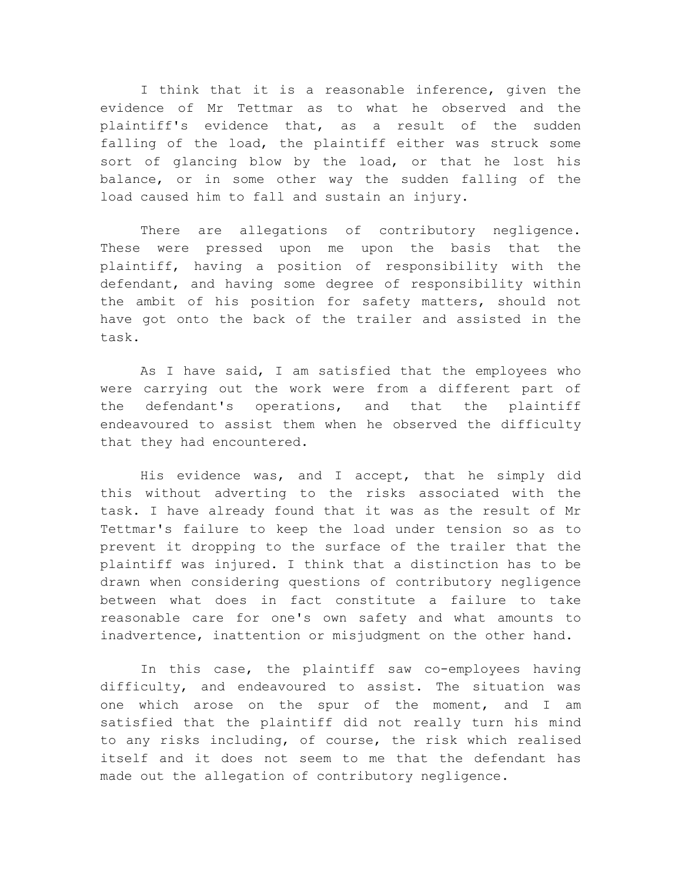I think that it is a reasonable inference, given the evidence of Mr Tettmar as to what he observed and the plaintiff's evidence that, as a result of the sudden falling of the load, the plaintiff either was struck some sort of glancing blow by the load, or that he lost his balance, or in some other way the sudden falling of the load caused him to fall and sustain an injury.

There are allegations of contributory negligence. These were pressed upon me upon the basis that the plaintiff, having a position of responsibility with the defendant, and having some degree of responsibility within the ambit of his position for safety matters, should not have got onto the back of the trailer and assisted in the task.

As I have said, I am satisfied that the employees who were carrying out the work were from a different part of the defendant's operations, and that the plaintiff endeavoured to assist them when he observed the difficulty that they had encountered.

His evidence was, and I accept, that he simply did this without adverting to the risks associated with the task. I have already found that it was as the result of Mr Tettmar's failure to keep the load under tension so as to prevent it dropping to the surface of the trailer that the plaintiff was injured. I think that a distinction has to be drawn when considering questions of contributory negligence between what does in fact constitute a failure to take reasonable care for one's own safety and what amounts to inadvertence, inattention or misjudgment on the other hand.

In this case, the plaintiff saw co-employees having difficulty, and endeavoured to assist. The situation was one which arose on the spur of the moment, and I am satisfied that the plaintiff did not really turn his mind to any risks including, of course, the risk which realised itself and it does not seem to me that the defendant has made out the allegation of contributory negligence.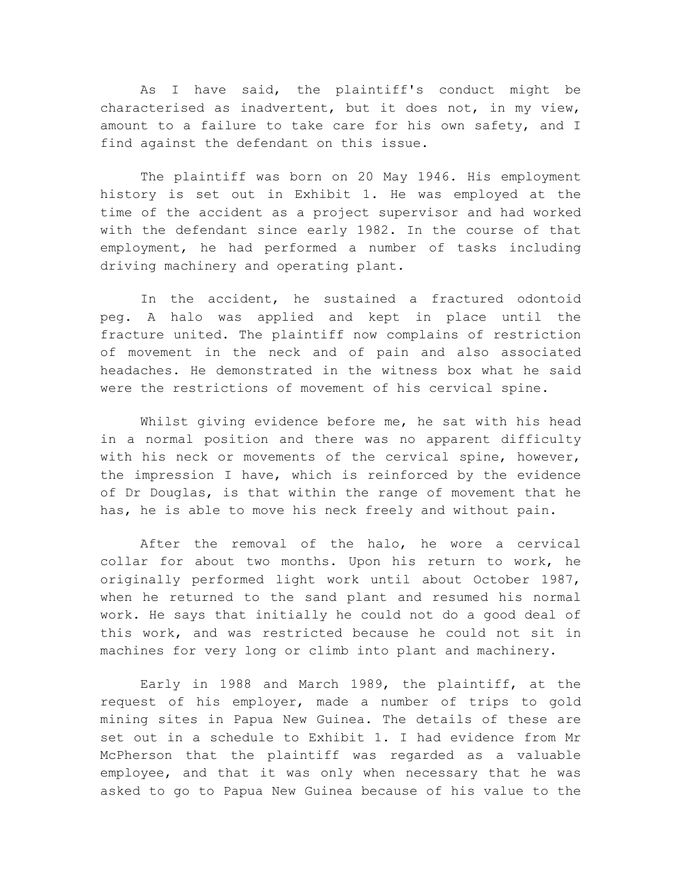As I have said, the plaintiff's conduct might be characterised as inadvertent, but it does not, in my view, amount to a failure to take care for his own safety, and I find against the defendant on this issue.

The plaintiff was born on 20 May 1946. His employment history is set out in Exhibit 1. He was employed at the time of the accident as a project supervisor and had worked with the defendant since early 1982. In the course of that employment, he had performed a number of tasks including driving machinery and operating plant.

In the accident, he sustained a fractured odontoid peg. A halo was applied and kept in place until the fracture united. The plaintiff now complains of restriction of movement in the neck and of pain and also associated headaches. He demonstrated in the witness box what he said were the restrictions of movement of his cervical spine.

Whilst giving evidence before me, he sat with his head in a normal position and there was no apparent difficulty with his neck or movements of the cervical spine, however, the impression I have, which is reinforced by the evidence of Dr Douglas, is that within the range of movement that he has, he is able to move his neck freely and without pain.

After the removal of the halo, he wore a cervical collar for about two months. Upon his return to work, he originally performed light work until about October 1987, when he returned to the sand plant and resumed his normal work. He says that initially he could not do a good deal of this work, and was restricted because he could not sit in machines for very long or climb into plant and machinery.

Early in 1988 and March 1989, the plaintiff, at the request of his employer, made a number of trips to gold mining sites in Papua New Guinea. The details of these are set out in a schedule to Exhibit 1. I had evidence from Mr McPherson that the plaintiff was regarded as a valuable employee, and that it was only when necessary that he was asked to go to Papua New Guinea because of his value to the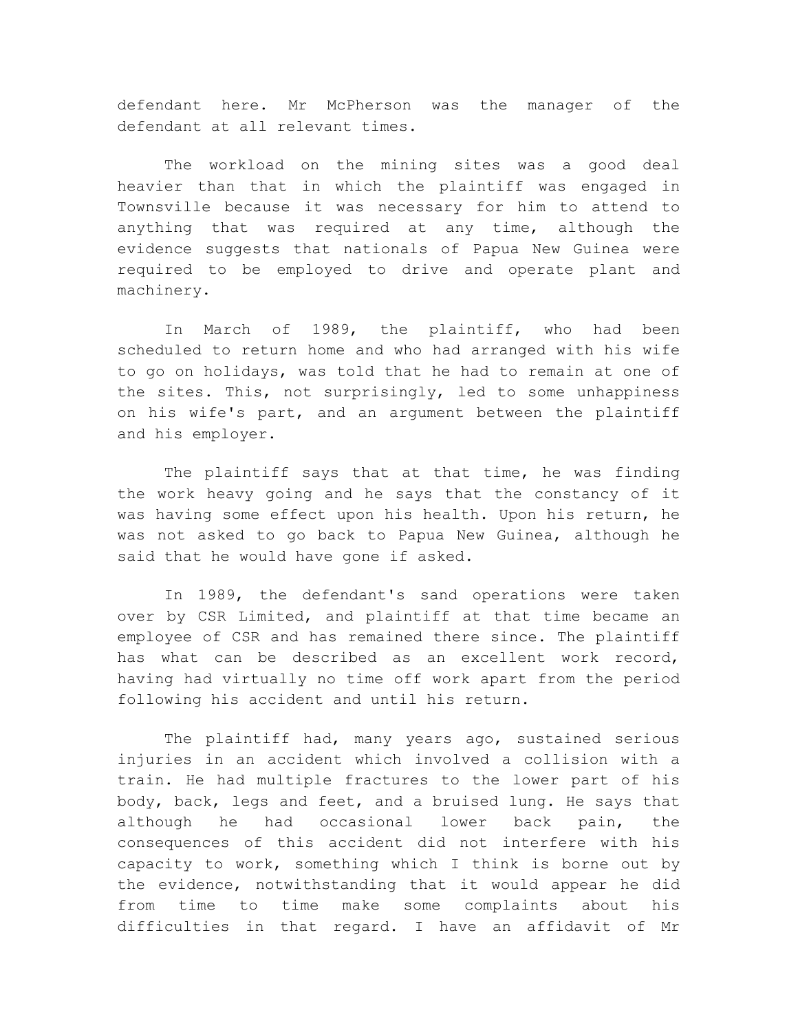defendant here. Mr McPherson was the manager of the defendant at all relevant times.

The workload on the mining sites was a good deal heavier than that in which the plaintiff was engaged in Townsville because it was necessary for him to attend to anything that was required at any time, although the evidence suggests that nationals of Papua New Guinea were required to be employed to drive and operate plant and machinery.

In March of 1989, the plaintiff, who had been scheduled to return home and who had arranged with his wife to go on holidays, was told that he had to remain at one of the sites. This, not surprisingly, led to some unhappiness on his wife's part, and an argument between the plaintiff and his employer.

The plaintiff says that at that time, he was finding the work heavy going and he says that the constancy of it was having some effect upon his health. Upon his return, he was not asked to go back to Papua New Guinea, although he said that he would have gone if asked.

In 1989, the defendant's sand operations were taken over by CSR Limited, and plaintiff at that time became an employee of CSR and has remained there since. The plaintiff has what can be described as an excellent work record, having had virtually no time off work apart from the period following his accident and until his return.

The plaintiff had, many years ago, sustained serious injuries in an accident which involved a collision with a train. He had multiple fractures to the lower part of his body, back, legs and feet, and a bruised lung. He says that although he had occasional lower back pain, the consequences of this accident did not interfere with his capacity to work, something which I think is borne out by the evidence, notwithstanding that it would appear he did from time to time make some complaints about his difficulties in that regard. I have an affidavit of Mr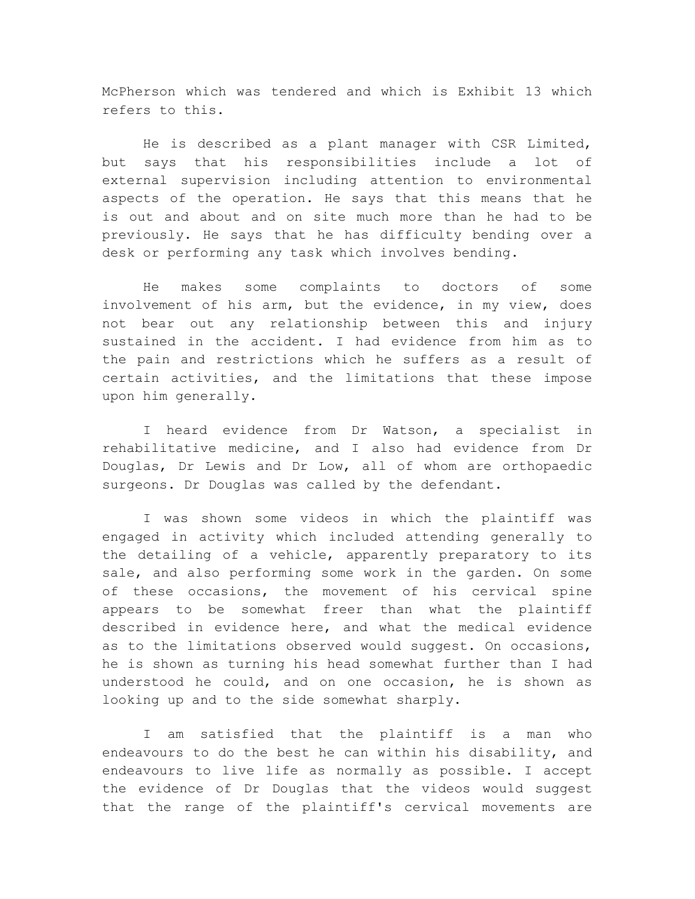McPherson which was tendered and which is Exhibit 13 which refers to this.

He is described as a plant manager with CSR Limited, but says that his responsibilities include a lot of external supervision including attention to environmental aspects of the operation. He says that this means that he is out and about and on site much more than he had to be previously. He says that he has difficulty bending over a desk or performing any task which involves bending.

He makes some complaints to doctors of some involvement of his arm, but the evidence, in my view, does not bear out any relationship between this and injury sustained in the accident. I had evidence from him as to the pain and restrictions which he suffers as a result of certain activities, and the limitations that these impose upon him generally.

I heard evidence from Dr Watson, a specialist in rehabilitative medicine, and I also had evidence from Dr Douglas, Dr Lewis and Dr Low, all of whom are orthopaedic surgeons. Dr Douglas was called by the defendant.

I was shown some videos in which the plaintiff was engaged in activity which included attending generally to the detailing of a vehicle, apparently preparatory to its sale, and also performing some work in the garden. On some of these occasions, the movement of his cervical spine appears to be somewhat freer than what the plaintiff described in evidence here, and what the medical evidence as to the limitations observed would suggest. On occasions, he is shown as turning his head somewhat further than I had understood he could, and on one occasion, he is shown as looking up and to the side somewhat sharply.

I am satisfied that the plaintiff is a man who endeavours to do the best he can within his disability, and endeavours to live life as normally as possible. I accept the evidence of Dr Douglas that the videos would suggest that the range of the plaintiff's cervical movements are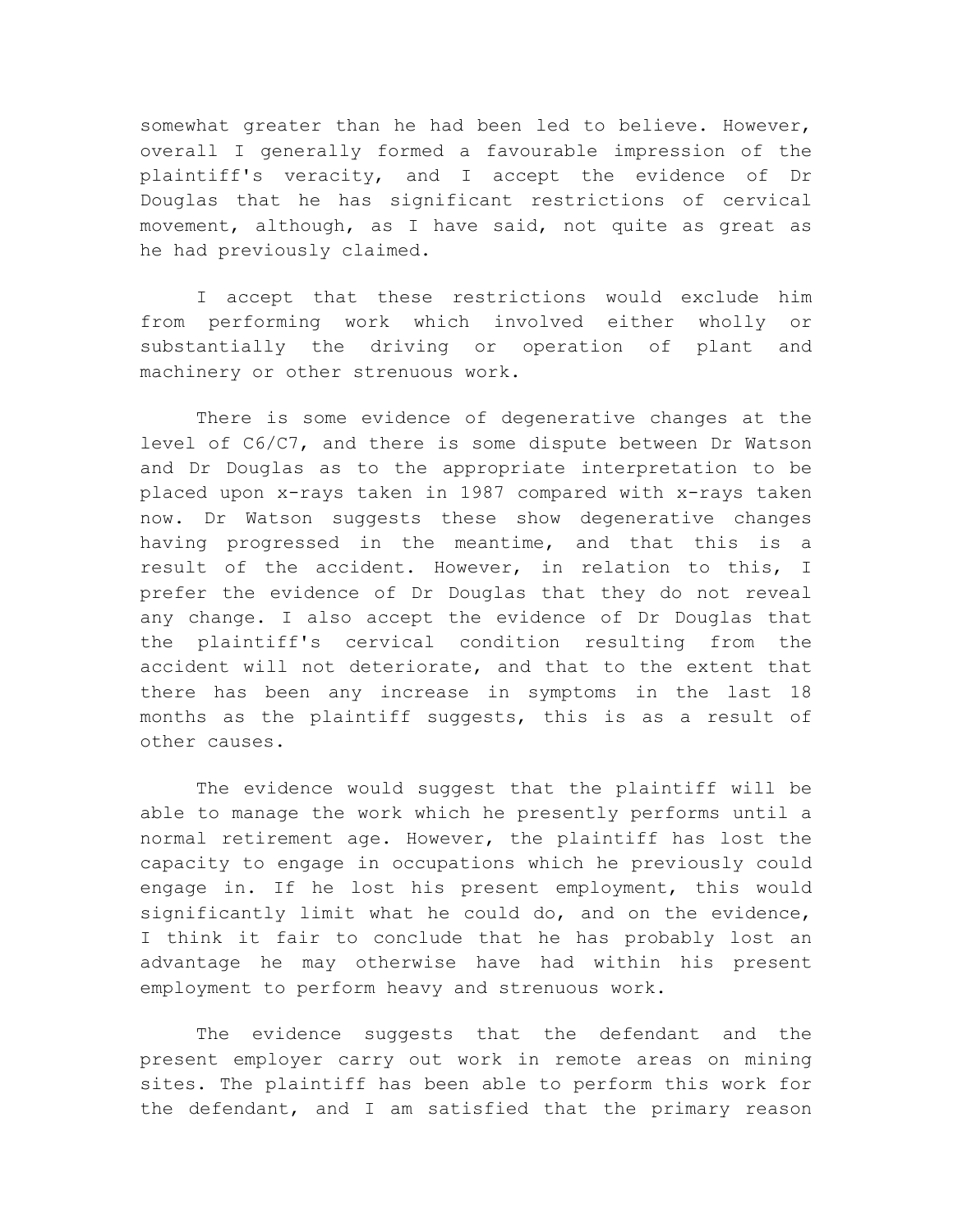somewhat greater than he had been led to believe. However, overall I generally formed a favourable impression of the plaintiff's veracity, and I accept the evidence of Dr Douglas that he has significant restrictions of cervical movement, although, as I have said, not quite as great as he had previously claimed.

I accept that these restrictions would exclude him from performing work which involved either wholly or substantially the driving or operation of plant and machinery or other strenuous work.

There is some evidence of degenerative changes at the level of C6/C7, and there is some dispute between Dr Watson and Dr Douglas as to the appropriate interpretation to be placed upon x-rays taken in 1987 compared with x-rays taken now. Dr Watson suggests these show degenerative changes having progressed in the meantime, and that this is a result of the accident. However, in relation to this, I prefer the evidence of Dr Douglas that they do not reveal any change. I also accept the evidence of Dr Douglas that the plaintiff's cervical condition resulting from the accident will not deteriorate, and that to the extent that there has been any increase in symptoms in the last 18 months as the plaintiff suggests, this is as a result of other causes.

The evidence would suggest that the plaintiff will be able to manage the work which he presently performs until a normal retirement age. However, the plaintiff has lost the capacity to engage in occupations which he previously could engage in. If he lost his present employment, this would significantly limit what he could do, and on the evidence, I think it fair to conclude that he has probably lost an advantage he may otherwise have had within his present employment to perform heavy and strenuous work.

The evidence suggests that the defendant and the present employer carry out work in remote areas on mining sites. The plaintiff has been able to perform this work for the defendant, and I am satisfied that the primary reason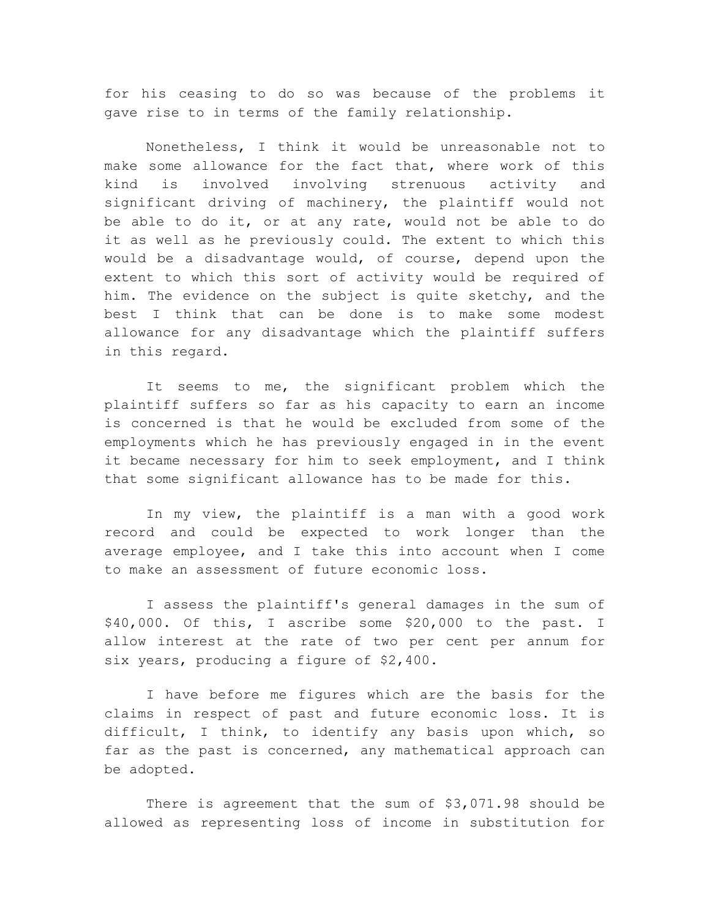for his ceasing to do so was because of the problems it gave rise to in terms of the family relationship.

Nonetheless, I think it would be unreasonable not to make some allowance for the fact that, where work of this kind is involved involving strenuous activity and significant driving of machinery, the plaintiff would not be able to do it, or at any rate, would not be able to do it as well as he previously could. The extent to which this would be a disadvantage would, of course, depend upon the extent to which this sort of activity would be required of him. The evidence on the subject is quite sketchy, and the best I think that can be done is to make some modest allowance for any disadvantage which the plaintiff suffers in this regard.

It seems to me, the significant problem which the plaintiff suffers so far as his capacity to earn an income is concerned is that he would be excluded from some of the employments which he has previously engaged in in the event it became necessary for him to seek employment, and I think that some significant allowance has to be made for this.

In my view, the plaintiff is a man with a good work record and could be expected to work longer than the average employee, and I take this into account when I come to make an assessment of future economic loss.

I assess the plaintiff's general damages in the sum of $40,000. Of this, I ascribe some $20,000 to the past. I allow interest at the rate of two per cent per annum for six years, producing a figure of $2,400.

I have before me figures which are the basis for the claims in respect of past and future economic loss. It is difficult, I think, to identify any basis upon which, so far as the past is concerned, any mathematical approach can be adopted.

There is agreement that the sum of $3,071.98 should be allowed as representing loss of income in substitution for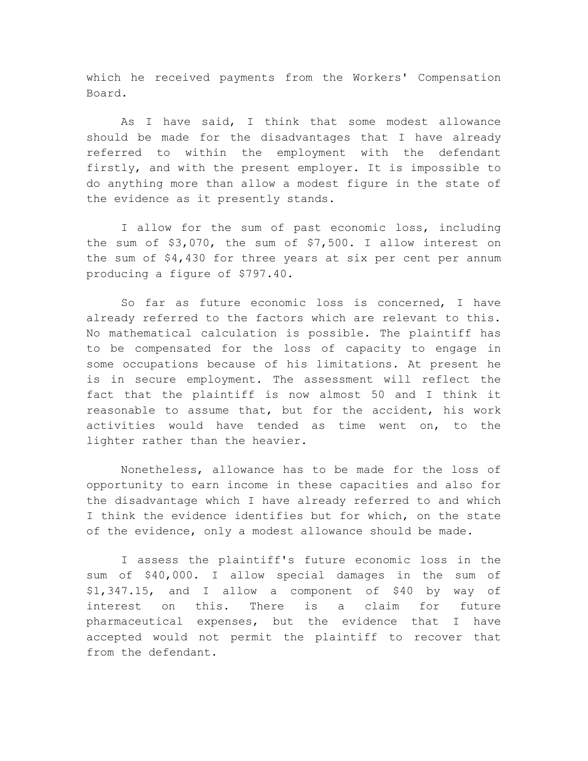which he received payments from the Workers' Compensation Board.

As I have said, I think that some modest allowance should be made for the disadvantages that I have already referred to within the employment with the defendant firstly, and with the present employer. It is impossible to do anything more than allow a modest figure in the state of the evidence as it presently stands.

I allow for the sum of past economic loss, including the sum of $3,070, the sum of $7,500. I allow interest on the sum of $4,430 for three years at six per cent per annum producing a figure of $797.40.

So far as future economic loss is concerned, I have already referred to the factors which are relevant to this. No mathematical calculation is possible. The plaintiff has to be compensated for the loss of capacity to engage in some occupations because of his limitations. At present he is in secure employment. The assessment will reflect the fact that the plaintiff is now almost 50 and I think it reasonable to assume that, but for the accident, his work activities would have tended as time went on, to the lighter rather than the heavier.

Nonetheless, allowance has to be made for the loss of opportunity to earn income in these capacities and also for the disadvantage which I have already referred to and which I think the evidence identifies but for which, on the state of the evidence, only a modest allowance should be made.

I assess the plaintiff's future economic loss in the sum of $40,000. I allow special damages in the sum of $1,347.15, and I allow a component of $40 by way of interest on this. There is a claim for future pharmaceutical expenses, but the evidence that I have accepted would not permit the plaintiff to recover that from the defendant.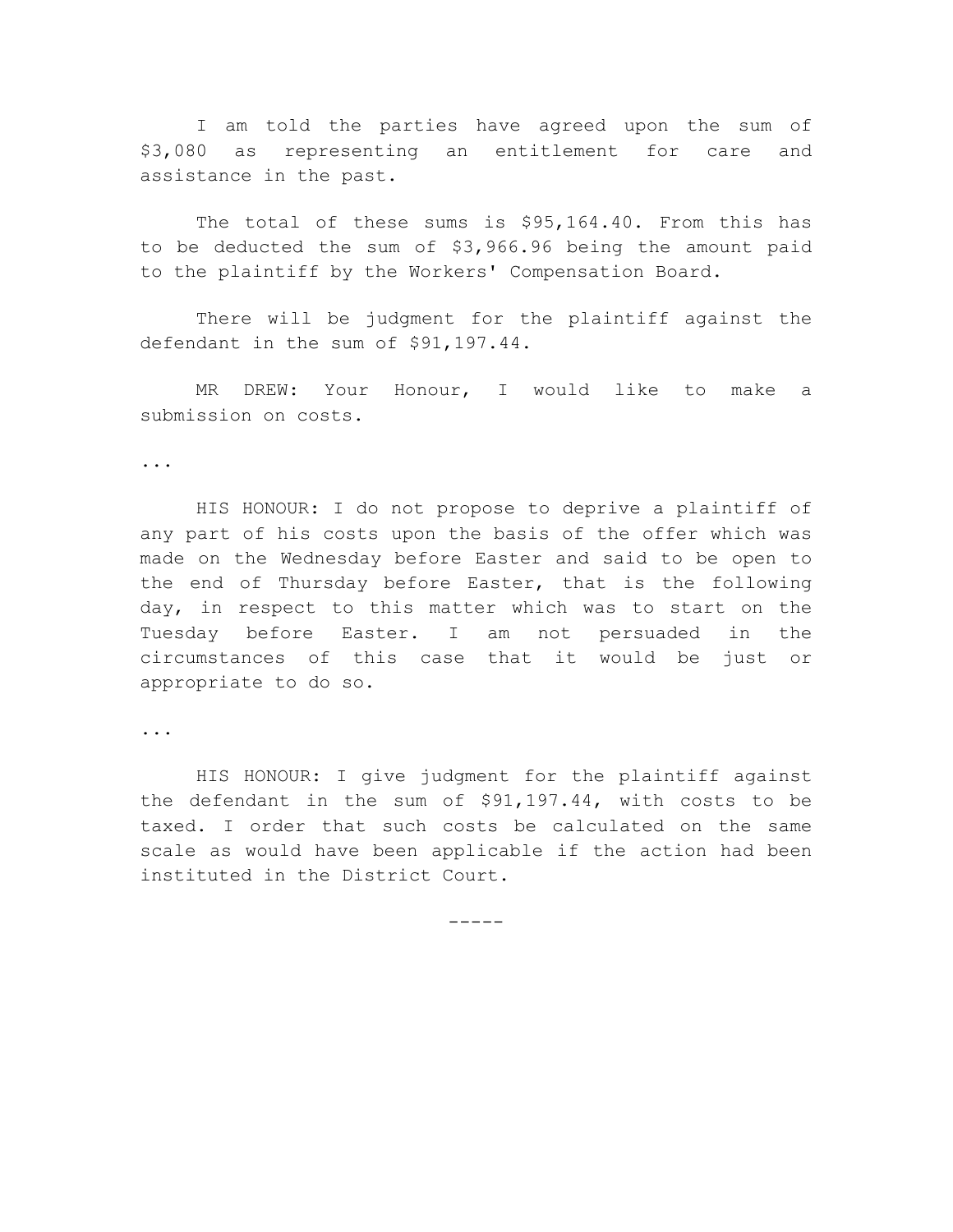I am told the parties have agreed upon the sum of $3,080 as representing an entitlement for care and assistance in the past.

The total of these sums is $95,164.40. From this has to be deducted the sum of $3,966.96 being the amount paid to the plaintiff by the Workers' Compensation Board.

There will be judgment for the plaintiff against the defendant in the sum of $91,197.44.

MR DREW: Your Honour, I would like to make a submission on costs.

...

HIS HONOUR: I do not propose to deprive a plaintiff of any part of his costs upon the basis of the offer which was made on the Wednesday before Easter and said to be open to the end of Thursday before Easter, that is the following day, in respect to this matter which was to start on the Tuesday before Easter. I am not persuaded in the circumstances of this case that it would be just or appropriate to do so.

...

HIS HONOUR: I give judgment for the plaintiff against the defendant in the sum of $91,197.44, with costs to be taxed. I order that such costs be calculated on the same scale as would have been applicable if the action had been instituted in the District Court.

-----